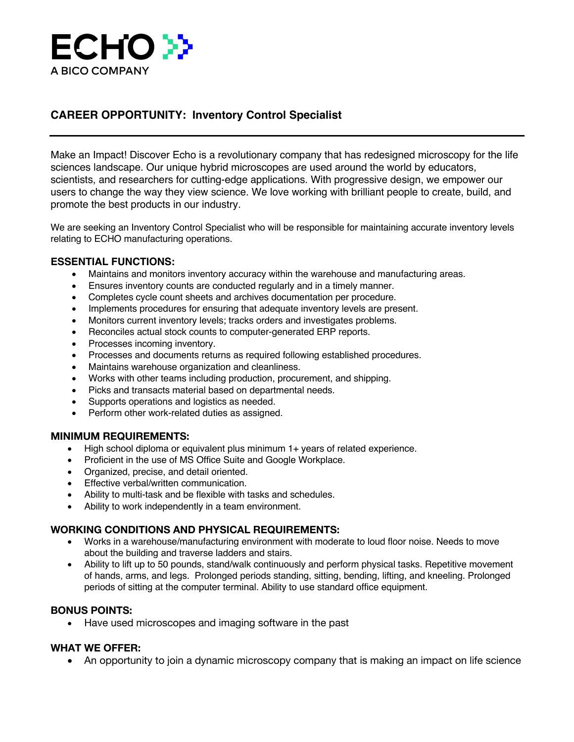ECHO

A BICO COMPANY

## CAREER OPPORTUNITY: Inventory Control Specialist

Make an Impact! Discover Echo is a revolutionary company that has redesigned microscopy for the life sciences landscape. Our unique hybrid microscopes are used around the world by educators, scientists, and researchers for cutting-edge applications. With progressive design, we empower our users to change the way they view science. We love working with brilliant people to create, build, and promote the best products in our industry.

We are seeking an Inventory Control Specialist who will be responsible for maintaining accurate inventory levels relating to ECHO manufacturing operations.

### ESSENTIAL FUNCTIONS:

- Maintains and monitors inventory accuracy within the warehouse and manufacturing areas.
- Ensures inventory counts are conducted regularly and in a timely manner.
- Completes cycle count sheets and archives documentation per procedure.
- Implements procedures for ensuring that adequate inventory levels are present.
- Monitors current inventory levels; tracks orders and investigates problems.
- Reconciles actual stock counts to computer-generated ERP reports.
- Processes incoming inventory.
- Processes and documents returns as required following established procedures.
- Maintains warehouse organization and cleanliness.
- Works with other teams including production, procurement, and shipping.
- Picks and transacts material based on departmental needs.
- Supports operations and logistics as needed.
- Perform other work-related duties as assigned.

### MINIMUM REQUIREMENTS:

- High school diploma or equivalent plus minimum 1+ years of related experience.
- Proficient in the use of MS Office Suite and Google Workplace.
- Organized, precise, and detail oriented.
- Effective verbal/written communication.
- Ability to multi-task and be flexible with tasks and schedules.
- Ability to work independently in a team environment.

### WORKING CONDITIONS AND PHYSICAL REQUIREMENTS:

- Works in a warehouse/manufacturing environment with moderate to loud floor noise. Needs to move about the building and traverse ladders and stairs.
- Ability to lift up to 50 pounds, stand/walk continuously and perform physical tasks. Repetitive movement of hands, arms, and legs. Prolonged periods standing, sitting, bending, lifting, and kneeling. Prolonged periods of sitting at the computer terminal. Ability to use standard office equipment.

### BONUS POINTS:

- Have used microscopes and imaging software in the past

### WHAT WE OFFER:

- An opportunity to join a dynamic microscopy company that is making an impact on life science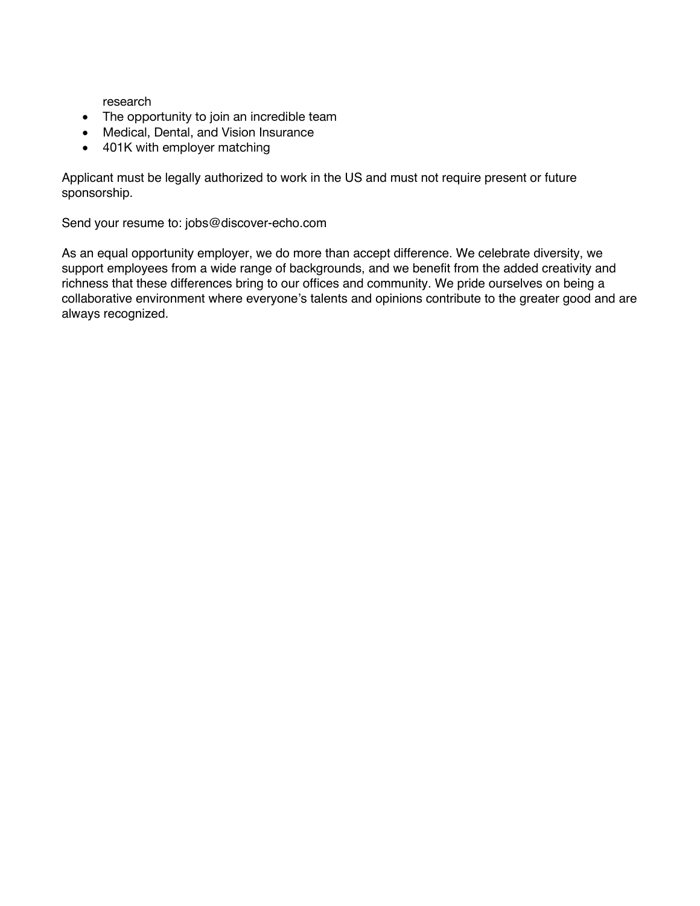research
- The opportunity to join an incredible team
- Medical, Dental, and Vision Insurance
- 401K with employer matching

Applicant must be legally authorized to work in the US and must not require present or future sponsorship.

Send your resume to: jobs@discover-echo.com

As an equal opportunity employer, we do more than accept difference. We celebrate diversity, we support employees from a wide range of backgrounds, and we benefit from the added creativity and richness that these differences bring to our offices and community. We pride ourselves on being a collaborative environment where everyone's talents and opinions contribute to the greater good and are always recognized.